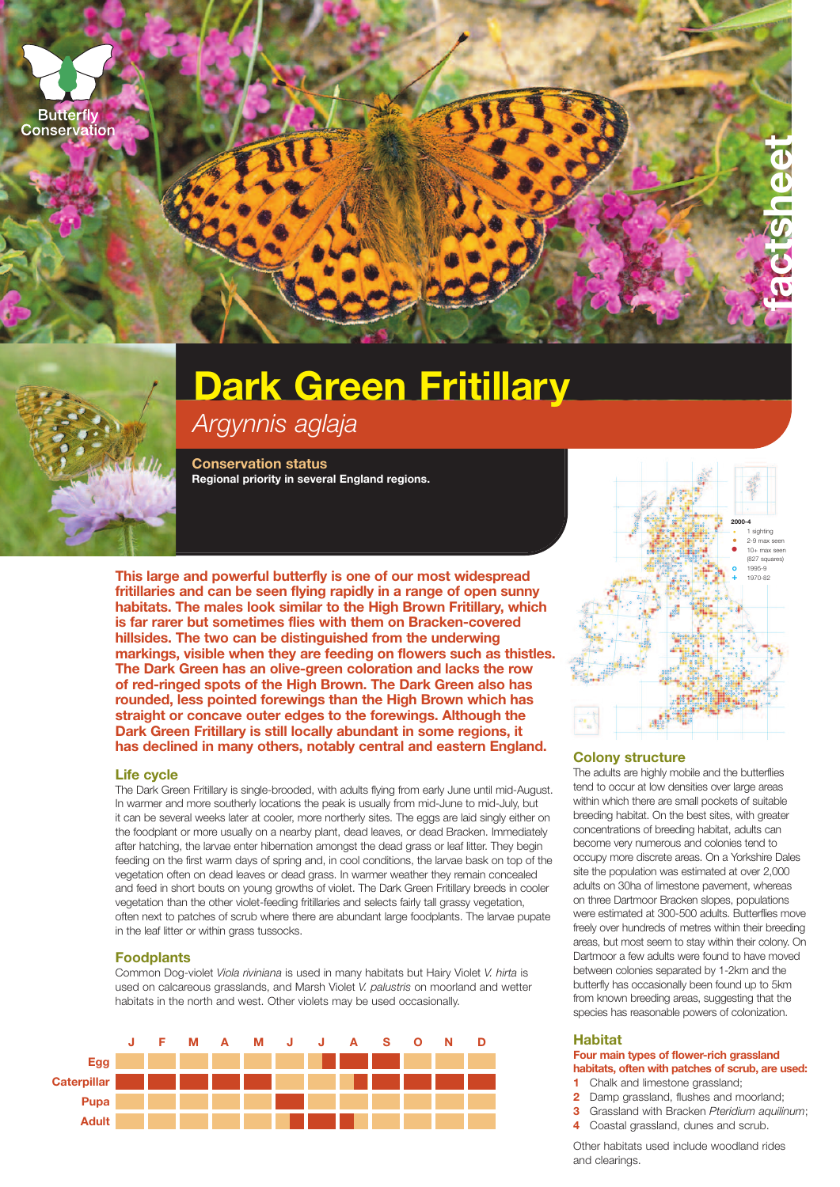Butterfly Conservation

factsheet

# Dark Green Fritillary

## *Argynnis aglaja*

**Conservation status**

**Regional priority in several England regions.**

**This large and powerful butterfly is one of our most widespread fritillaries and can be seen flying rapidly in a range of open sunny habitats. The males look similar to the High Brown Fritillary, which is far rarer but sometimes flies with them on Bracken-covered hillsides. The two can be distinguished from the underwing markings, visible when they are feeding on flowers such as thistles. The Dark Green has an olive-green coloration and lacks the row of red-ringed spots of the High Brown. The Dark Green also has rounded, less pointed forewings than the High Brown which has straight or concave outer edges to the forewings. Although the Dark Green Fritillary is still locally abundant in some regions, it has declined in many others, notably central and eastern England.**

2000-4
- 1 sighting
- 2-9 max seen
- 10+ max seen (827 squares)
- 1995-9
- 1970-82

### Life cycle

The Dark Green Fritillary is single-brooded, with adults flying from early June until mid-August. In warmer and more southerly locations the peak is usually from mid-June to mid-July, but it can be several weeks later at cooler, more northerly sites. The eggs are laid singly either on the foodplant or more usually on a nearby plant, dead leaves, or dead Bracken. Immediately after hatching, the larvae enter hibernation amongst the dead grass or leaf litter. They begin feeding on the first warm days of spring and, in cool conditions, the larvae bask on top of the vegetation often on dead leaves or dead grass. In warmer weather they remain concealed and feed in short bouts on young growths of violet. The Dark Green Fritillary breeds in cooler vegetation than the other violet-feeding fritillaries and selects fairly tall grassy vegetation, often next to patches of scrub where there are abundant large foodplants. The larvae pupate in the leaf litter or within grass tussocks.

### Foodplants

Common Dog-violet *Viola riviniana* is used in many habitats but Hairy Violet *V. hirta* is used on calcareous grasslands, and Marsh Violet *V. palustris* on moorland and wetter habitats in the north and west. Other violets may be used occasionally.

| | J | F | M | A | M | J | J | A | S | O | N | D |
|---|---|---|---|---|---|---|---|---|---|---|---|---|
| Egg | | | | | | | | | | | | |
| Caterpillar | | | | | | | | | | | | |
| Pupa | | | | | | | | | | | | |
| Adult | | | | | | | | | | | | |

### Colony structure

The adults are highly mobile and the butterflies tend to occur at low densities over large areas within which there are small pockets of suitable breeding habitat. On the best sites, with greater concentrations of breeding habitat, adults can become very numerous and colonies tend to occupy more discrete areas. On a Yorkshire Dales site the population was estimated at over 2,000 adults on 30ha of limestone pavement, whereas on three Dartmoor Bracken slopes, populations were estimated at 300-500 adults. Butterflies move freely over hundreds of metres within their breeding areas, but most seem to stay within their colony. On Dartmoor a few adults were found to have moved between colonies separated by 1-2km and the butterfly has occasionally been found up to 5km from known breeding areas, suggesting that the species has reasonable powers of colonization.

### Habitat

**Four main types of flower-rich grassland habitats, often with patches of scrub, are used:**

1. Chalk and limestone grassland;
2. Damp grassland, flushes and moorland;
3. Grassland with Bracken *Pteridium aquilinum*;
4. Coastal grassland, dunes and scrub.

Other habitats used include woodland rides and clearings.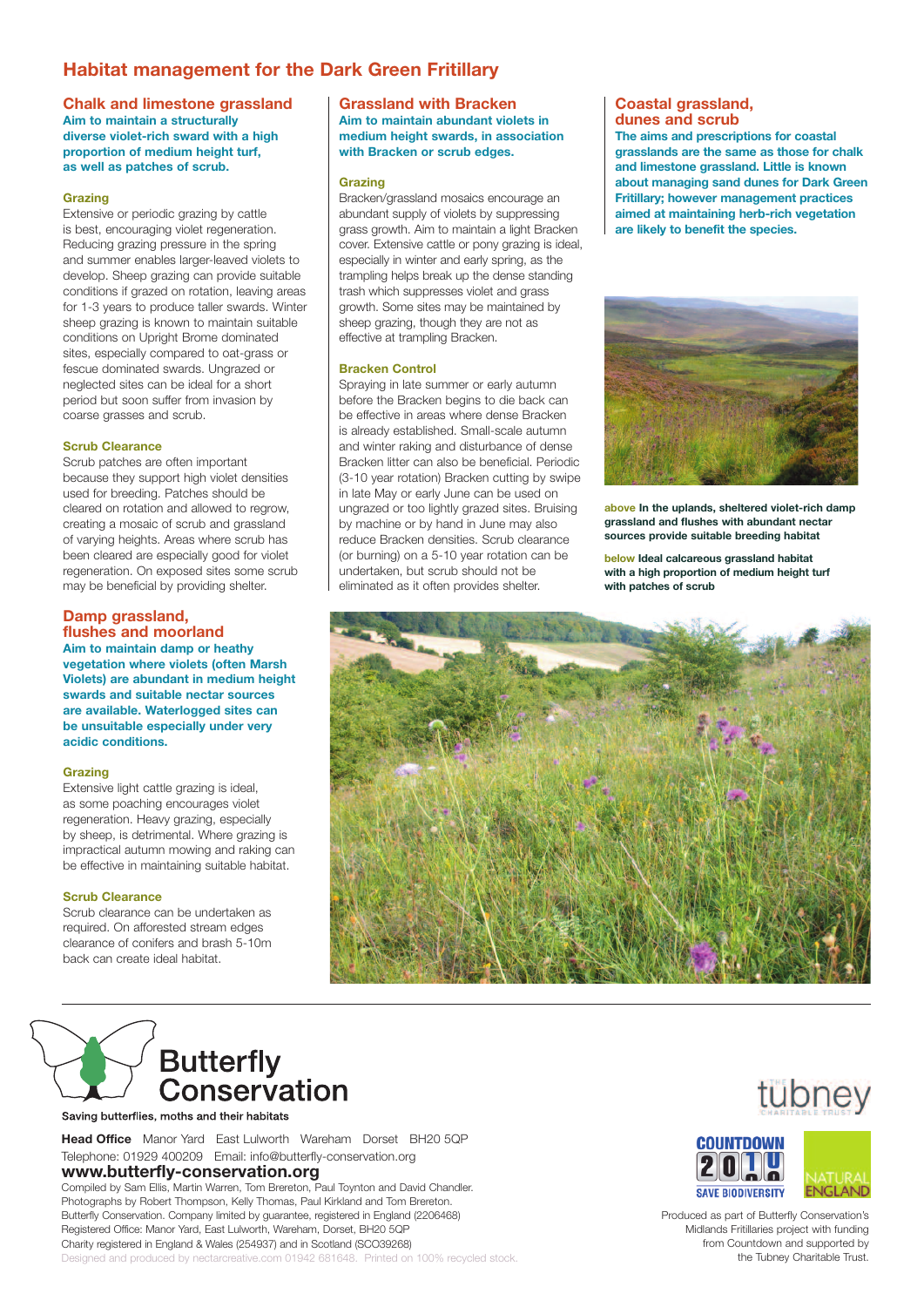# Habitat management for the Dark Green Fritillary

## Chalk and limestone grassland

**Aim to maintain a structurally diverse violet-rich sward with a high proportion of medium height turf, as well as patches of scrub.**

### Grazing

Extensive or periodic grazing by cattle is best, encouraging violet regeneration. Reducing grazing pressure in the spring and summer enables larger-leaved violets to develop. Sheep grazing can provide suitable conditions if grazed on rotation, leaving areas for 1-3 years to produce taller swards. Winter sheep grazing is known to maintain suitable conditions on Upright Brome dominated sites, especially compared to oat-grass or fescue dominated swards. Ungrazed or neglected sites can be ideal for a short period but soon suffer from invasion by coarse grasses and scrub.

### Scrub Clearance

Scrub patches are often important because they support high violet densities used for breeding. Patches should be cleared on rotation and allowed to regrow, creating a mosaic of scrub and grassland of varying heights. Areas where scrub has been cleared are especially good for violet regeneration. On exposed sites some scrub may be beneficial by providing shelter.

## Damp grassland, flushes and moorland

**Aim to maintain damp or heathy vegetation where violets (often Marsh Violets) are abundant in medium height swards and suitable nectar sources are available. Waterlogged sites can be unsuitable especially under very acidic conditions.**

### Grazing

Extensive light cattle grazing is ideal, as some poaching encourages violet regeneration. Heavy grazing, especially by sheep, is detrimental. Where grazing is impractical autumn mowing and raking can be effective in maintaining suitable habitat.

### Scrub Clearance

Scrub clearance can be undertaken as required. On afforested stream edges clearance of conifers and brash 5-10m back can create ideal habitat.

## Grassland with Bracken

**Aim to maintain abundant violets in medium height swards, in association with Bracken or scrub edges.**

### Grazing

Bracken/grassland mosaics encourage an abundant supply of violets by suppressing grass growth. Aim to maintain a light Bracken cover. Extensive cattle or pony grazing is ideal, especially in winter and early spring, as the trampling helps break up the dense standing trash which suppresses violet and grass growth. Some sites may be maintained by sheep grazing, though they are not as effective at trampling Bracken.

### Bracken Control

Spraying in late summer or early autumn before the Bracken begins to die back can be effective in areas where dense Bracken is already established. Small-scale autumn and winter raking and disturbance of dense Bracken litter can also be beneficial. Periodic (3-10 year rotation) Bracken cutting by swipe in late May or early June can be used on ungrazed or too lightly grazed sites. Bruising by machine or by hand in June may also reduce Bracken densities. Scrub clearance (or burning) on a 5-10 year rotation can be undertaken, but scrub should not be eliminated as it often provides shelter.

## Coastal grassland, dunes and scrub

**The aims and prescriptions for coastal grasslands are the same as those for chalk and limestone grassland. Little is known about managing sand dunes for Dark Green Fritillary; however management practices aimed at maintaining herb-rich vegetation are likely to benefit the species.**

**above** In the uplands, sheltered violet-rich damp grassland and flushes with abundant nectar sources provide suitable breeding habitat

**below** Ideal calcareous grassland habitat with a high proportion of medium height turf with patches of scrub

---

**Butterfly Conservation**

Saving butterflies, moths and their habitats

**Head Office** Manor Yard East Lulworth Wareham Dorset BH20 5QP
Telephone: 01929 400209 Email: info@butterfly-conservation.org
**www.butterfly-conservation.org**

Compiled by Sam Ellis, Martin Warren, Tom Brereton, Paul Toynton and David Chandler.
Photographs by Robert Thompson, Kelly Thomas, Paul Kirkland and Tom Brereton.
Butterfly Conservation. Company limited by guarantee, registered in England (2206468)
Registered Office: Manor Yard, East Lulworth, Wareham, Dorset, BH20 5QP
Charity registered in England & Wales (254937) and in Scotland (SCO39268)
Designed and produced by nectarcreative.com 01942 681648. Printed on 100% recycled stock.

Produced as part of Butterfly Conservation's Midlands Fritillaries project with funding from Countdown and supported by the Tubney Charitable Trust.